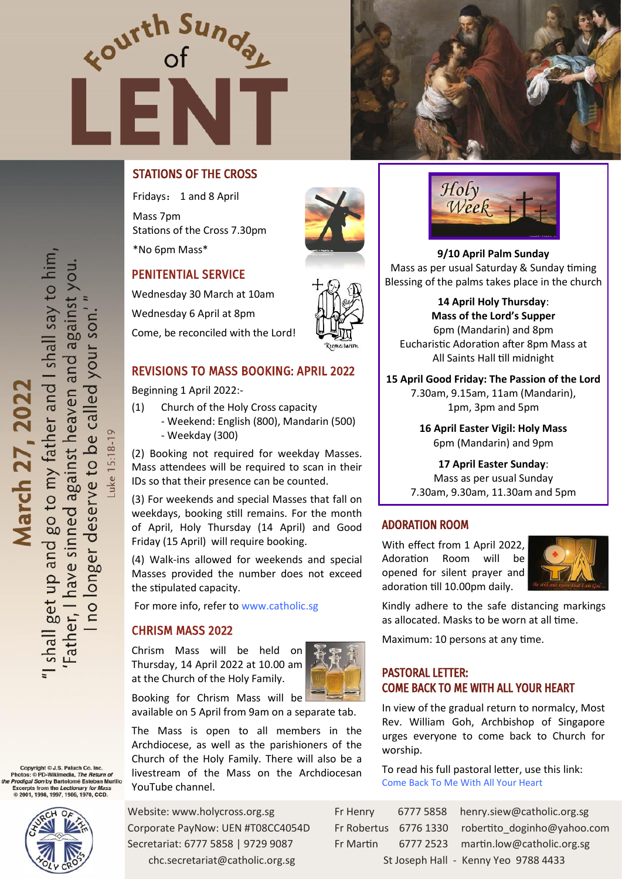# Fourth Sunday of LENT

## March 27, 2022

"I shall get up and go to my father and I shall say to him, 'Father, I have sinned against heaven and against you. I no longer deserve to be called your son.'"

Luke 15:18-19

Copyright © J.S. Paluch Co. Inc.
Photos: © PD-Wikimedia, *The Return of the Prodigal Son* by Bartolomé Esteban Murillo
Excerpts from the *Lectionary for Mass* © 2001, 1998, 1997, 1986, 1970, CCD.

## STATIONS OF THE CROSS

Fridays： 1 and 8 April

Mass 7pm
Stations of the Cross 7.30pm

*No 6pm Mass*

## PENITENTIAL SERVICE

Wednesday 30 March at 10am

Wednesday 6 April at 8pm

Come, be reconciled with the Lord!

## REVISIONS TO MASS BOOKING: APRIL 2022

Beginning 1 April 2022:-

(1) Church of the Holy Cross capacity
- Weekend: English (800), Mandarin (500)
- Weekday (300)

(2) Booking not required for weekday Masses. Mass attendees will be required to scan in their IDs so that their presence can be counted.

(3) For weekends and special Masses that fall on weekdays, booking still remains. For the month of April, Holy Thursday (14 April) and Good Friday (15 April) will require booking.

(4) Walk-ins allowed for weekends and special Masses provided the number does not exceed the stipulated capacity.

For more info, refer to www.catholic.sg

## CHRISM MASS 2022

Chrism Mass will be held on Thursday, 14 April 2022 at 10.00 am at the Church of the Holy Family.

Booking for Chrism Mass will be available on 5 April from 9am on a separate tab.

The Mass is open to all members in the Archdiocese, as well as the parishioners of the Church of the Holy Family. There will also be a livestream of the Mass on the Archdiocesan YouTube channel.

## Holy Week

**9/10 April Palm Sunday**
Mass as per usual Saturday & Sunday timing
Blessing of the palms takes place in the church

**14 April Holy Thursday:**
**Mass of the Lord's Supper**
6pm (Mandarin) and 8pm
Eucharistic Adoration after 8pm Mass at All Saints Hall till midnight

**15 April Good Friday: The Passion of the Lord**
7.30am, 9.15am, 11am (Mandarin), 1pm, 3pm and 5pm

**16 April Easter Vigil: Holy Mass**
6pm (Mandarin) and 9pm

**17 April Easter Sunday:**
Mass as per usual Sunday
7.30am, 9.30am, 11.30am and 5pm

## ADORATION ROOM

With effect from 1 April 2022, Adoration Room will be opened for silent prayer and adoration till 10.00pm daily.

Kindly adhere to the safe distancing markings as allocated. Masks to be worn at all time.

Maximum: 10 persons at any time.

## PASTORAL LETTER: COME BACK TO ME WITH ALL YOUR HEART

In view of the gradual return to normalcy, Most Rev. William Goh, Archbishop of Singapore urges everyone to come back to Church for worship.

To read his full pastoral letter, use this link: Come Back To Me With All Your Heart

Website: www.holycross.org.sg
Corporate PayNow: UEN #T08CC4054D
Secretariat: 6777 5858 | 9729 9087
chc.secretariat@catholic.org.sg

Fr Henry 6777 5858 henry.siew@catholic.org.sg
Fr Robertus 6776 1330 robertito_doginho@yahoo.com
Fr Martin 6777 2523 martin.low@catholic.org.sg
St Joseph Hall - Kenny Yeo 9788 4433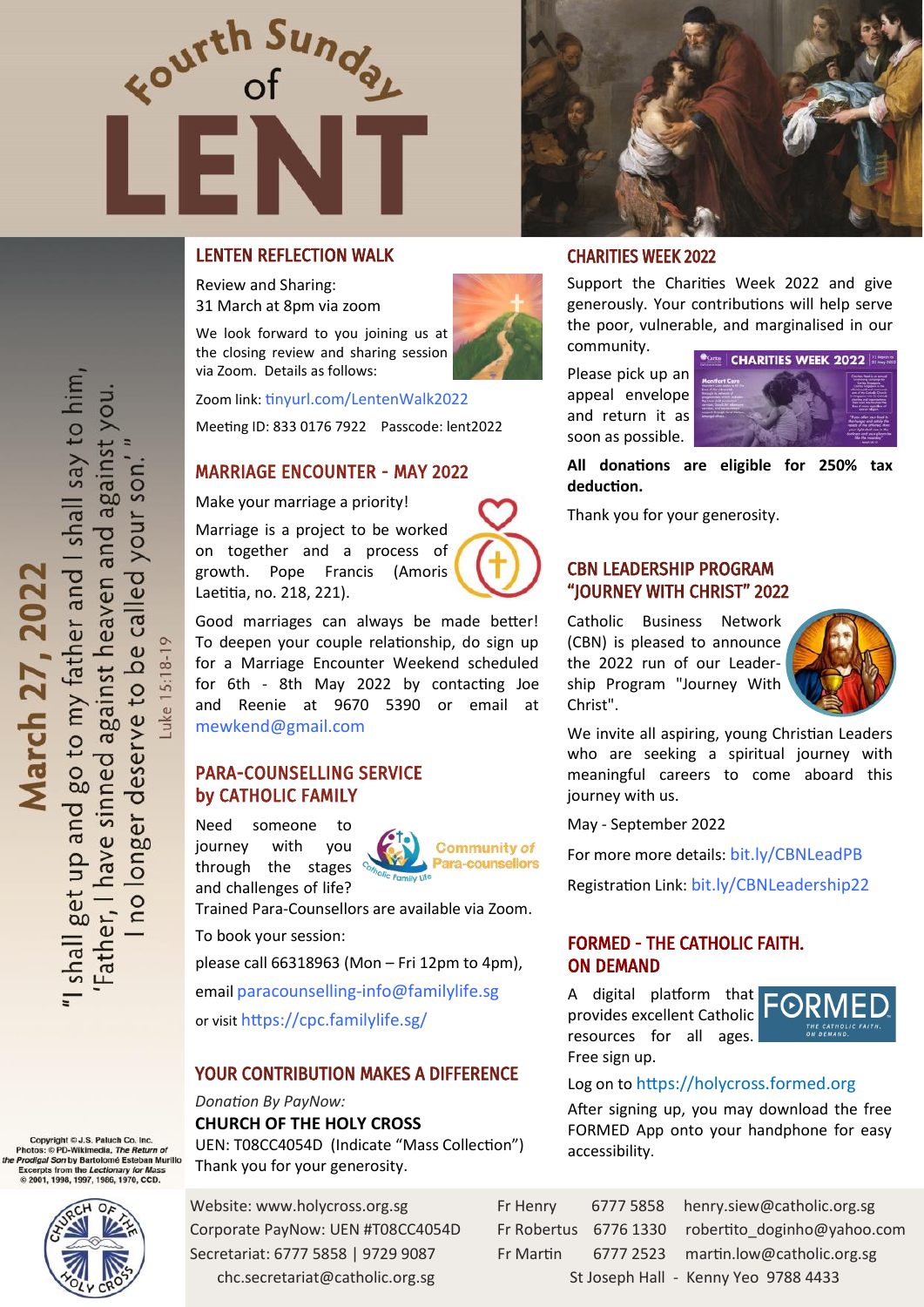# Fourth Sunday of LENT

## March 27, 2022

"I shall get up and go to my father and I shall say to him, 'Father, I have sinned against heaven and against you. I no longer deserve to be called your son.' "

Luke 15:18-19

## LENTEN REFLECTION WALK

Review and Sharing:
31 March at 8pm via zoom

We look forward to you joining us at the closing review and sharing session via Zoom. Details as follows:

Zoom link: tinyurl.com/LentenWalk2022

Meeting ID: 833 0176 7922 Passcode: lent2022

## MARRIAGE ENCOUNTER - MAY 2022

Make your marriage a priority!

Marriage is a project to be worked on together and a process of growth. Pope Francis (Amoris Laetitia, no. 218, 221).

Good marriages can always be made better! To deepen your couple relationship, do sign up for a Marriage Encounter Weekend scheduled for 6th - 8th May 2022 by contacting Joe and Reenie at 9670 5390 or email at mewkend@gmail.com

## PARA-COUNSELLING SERVICE by CATHOLIC FAMILY

Need someone to journey with you through the stages and challenges of life?

Community of Para-counsellors

Trained Para-Counsellors are available via Zoom.

To book your session:

please call 66318963 (Mon – Fri 12pm to 4pm),

email paracounselling-info@familylife.sg

or visit https://cpc.familylife.sg/

## YOUR CONTRIBUTION MAKES A DIFFERENCE

*Donation By PayNow:*

**CHURCH OF THE HOLY CROSS**

UEN: T08CC4054D (Indicate "Mass Collection")

Thank you for your generosity.

## CHARITIES WEEK 2022

Support the Charities Week 2022 and give generously. Your contributions will help serve the poor, vulnerable, and marginalised in our community.

Please pick up an appeal envelope and return it as soon as possible.

**All donations are eligible for 250% tax deduction.**

Thank you for your generosity.

## CBN LEADERSHIP PROGRAM "JOURNEY WITH CHRIST" 2022

Catholic Business Network (CBN) is pleased to announce the 2022 run of our Leadership Program "Journey With Christ".

We invite all aspiring, young Christian Leaders who are seeking a spiritual journey with meaningful careers to come aboard this journey with us.

May - September 2022

For more details: bit.ly/CBNLeadPB

Registration Link: bit.ly/CBNLeadership22

## FORMED - THE CATHOLIC FAITH. ON DEMAND

A digital platform that provides excellent Catholic resources for all ages. Free sign up.

Log on to https://holycross.formed.org

After signing up, you may download the free FORMED App onto your handphone for easy accessibility.

Copyright © J.S. Paluch Co. Inc.
Photos: © PD-Wikimedia, *The Return of the Prodigal Son* by Bartolomé Esteban Murillo
Excerpts from the *Lectionary for Mass* © 2001, 1998, 1997, 1986, 1970, CCD.

Website: www.holycross.org.sg
Corporate PayNow: UEN #T08CC4054D
Secretariat: 6777 5858 | 9729 9087
chc.secretariat@catholic.org.sg

| | | |
|---|---|---|
| Fr Henry | 6777 5858 | henry.siew@catholic.org.sg |
| Fr Robertus | 6776 1330 | robertito_doginho@yahoo.com |
| Fr Martin | 6777 2523 | martin.low@catholic.org.sg |

St Joseph Hall - Kenny Yeo 9788 4433